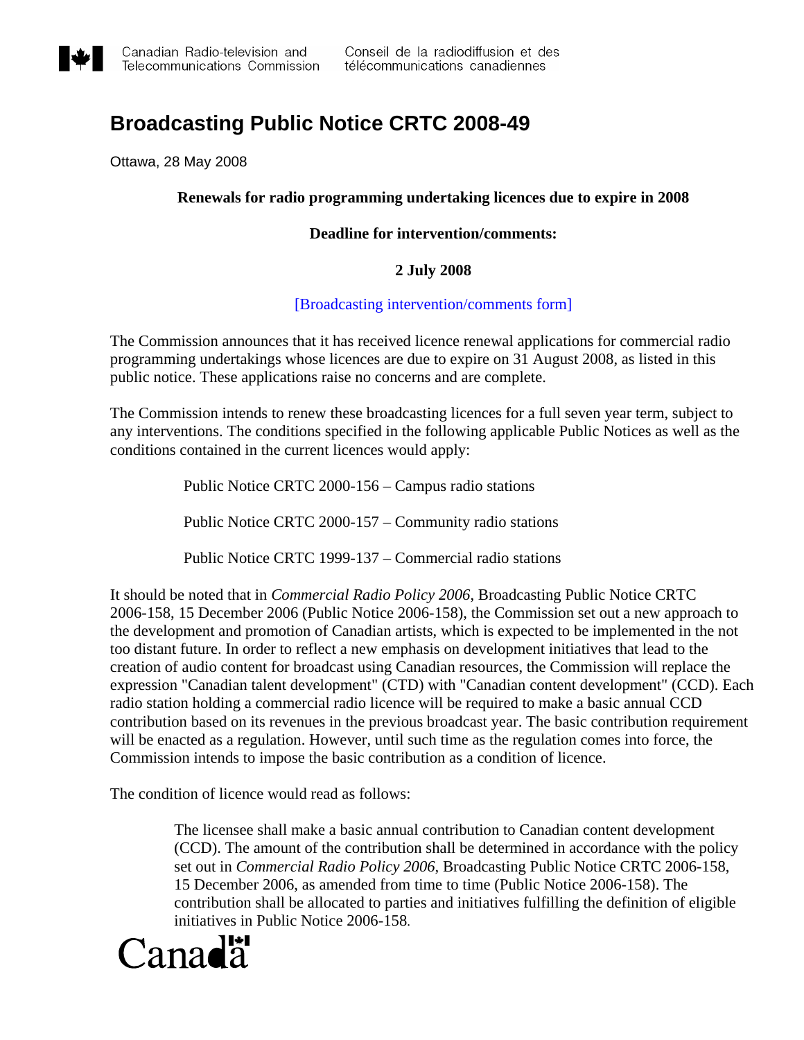# Broadcasting Public Notice CRTC 2008-49

Ottawa, 28 May 2008

**Renewals for radio programming undertaking licences due to expire in 2008**

**Deadline for intervention/comments:**

**2 July 2008**

[Broadcasting intervention/comments form]

The Commission announces that it has received licence renewal applications for commercial radio programming undertakings whose licences are due to expire on 31 August 2008, as listed in this public notice. These applications raise no concerns and are complete.

The Commission intends to renew these broadcasting licences for a full seven year term, subject to any interventions. The conditions specified in the following applicable Public Notices as well as the conditions contained in the current licences would apply:

Public Notice CRTC 2000-156 – Campus radio stations

Public Notice CRTC 2000-157 – Community radio stations

Public Notice CRTC 1999-137 – Commercial radio stations

It should be noted that in *Commercial Radio Policy 2006*, Broadcasting Public Notice CRTC 2006-158, 15 December 2006 (Public Notice 2006-158), the Commission set out a new approach to the development and promotion of Canadian artists, which is expected to be implemented in the not too distant future. In order to reflect a new emphasis on development initiatives that lead to the creation of audio content for broadcast using Canadian resources, the Commission will replace the expression "Canadian talent development" (CTD) with "Canadian content development" (CCD). Each radio station holding a commercial radio licence will be required to make a basic annual CCD contribution based on its revenues in the previous broadcast year. The basic contribution requirement will be enacted as a regulation. However, until such time as the regulation comes into force, the Commission intends to impose the basic contribution as a condition of licence.

The condition of licence would read as follows:

> The licensee shall make a basic annual contribution to Canadian content development (CCD). The amount of the contribution shall be determined in accordance with the policy set out in *Commercial Radio Policy 2006*, Broadcasting Public Notice CRTC 2006-158, 15 December 2006, as amended from time to time (Public Notice 2006-158). The contribution shall be allocated to parties and initiatives fulfilling the definition of eligible initiatives in Public Notice 2006-158.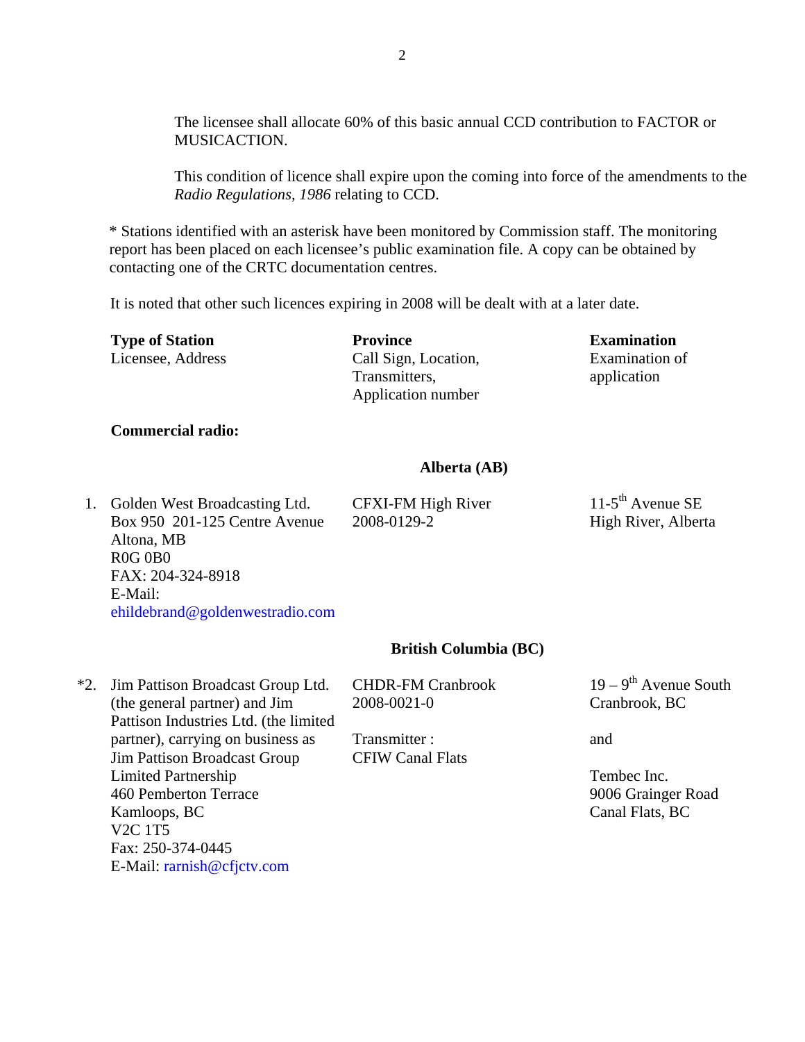The licensee shall allocate 60% of this basic annual CCD contribution to FACTOR or MUSICACTION.

This condition of licence shall expire upon the coming into force of the amendments to the *Radio Regulations, 1986* relating to CCD.

\* Stations identified with an asterisk have been monitored by Commission staff. The monitoring report has been placed on each licensee's public examination file. A copy can be obtained by contacting one of the CRTC documentation centres.

It is noted that other such licences expiring in 2008 will be dealt with at a later date.

| **Type of Station**<br>Licensee, Address | **Province**<br>Call Sign, Location, Transmitters, Application number | **Examination**<br>Examination of application |
|---|---|---|
| **Commercial radio:** | | |
| | **Alberta (AB)** | |
| 1. Golden West Broadcasting Ltd.<br>Box 950 201-125 Centre Avenue<br>Altona, MB<br>R0G 0B0<br>FAX: 204-324-8918<br>E-Mail: ehildebrand@goldenwestradio.com | CFXI-FM High River<br>2008-0129-2 | 11-5th Avenue SE<br>High River, Alberta |
| | **British Columbia (BC)** | |
| *2. Jim Pattison Broadcast Group Ltd. (the general partner) and Jim Pattison Industries Ltd. (the limited partner), carrying on business as Jim Pattison Broadcast Group Limited Partnership<br>460 Pemberton Terrace<br>Kamloops, BC<br>V2C 1T5<br>Fax: 250-374-0445<br>E-Mail: rarnish@cfjctv.com | CHDR-FM Cranbrook<br>2008-0021-0<br><br>Transmitter :<br>CFIW Canal Flats | 19 – 9th Avenue South<br>Cranbrook, BC<br><br>and<br><br>Tembec Inc.<br>9006 Grainger Road<br>Canal Flats, BC |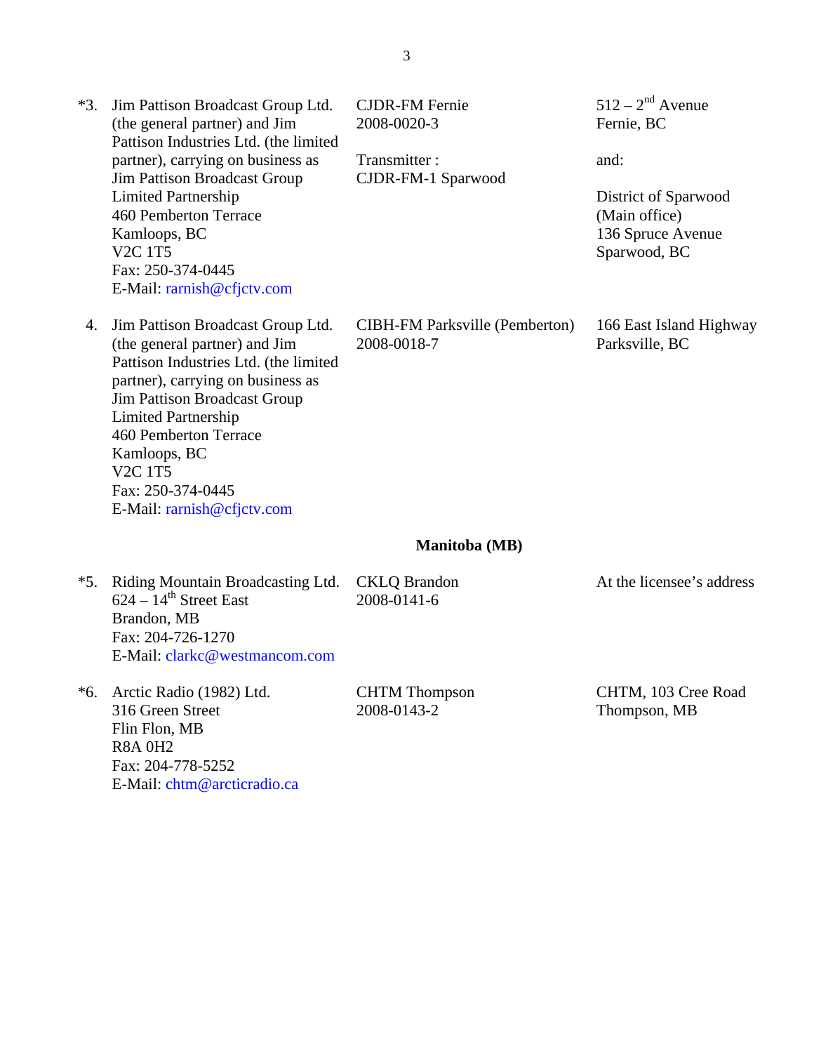| | | | |
|---|---|---|---|
| *3. | Jim Pattison Broadcast Group Ltd. (the general partner) and Jim Pattison Industries Ltd. (the limited partner), carrying on business as Jim Pattison Broadcast Group Limited Partnership<br>460 Pemberton Terrace<br>Kamloops, BC<br>V2C 1T5<br>Fax: 250-374-0445<br>E-Mail: rarnish@cfjctv.com | CJDR-FM Fernie<br>2008-0020-3<br><br>Transmitter :<br>CJDR-FM-1 Sparwood | 512 – 2nd Avenue<br>Fernie, BC<br><br>and:<br><br>District of Sparwood<br>(Main office)<br>136 Spruce Avenue<br>Sparwood, BC |
| 4. | Jim Pattison Broadcast Group Ltd. (the general partner) and Jim Pattison Industries Ltd. (the limited partner), carrying on business as Jim Pattison Broadcast Group Limited Partnership<br>460 Pemberton Terrace<br>Kamloops, BC<br>V2C 1T5<br>Fax: 250-374-0445<br>E-Mail: rarnish@cfjctv.com | CIBH-FM Parksville (Pemberton)<br>2008-0018-7 | 166 East Island Highway<br>Parksville, BC |

## Manitoba (MB)

| | | | |
|---|---|---|---|
| *5. | Riding Mountain Broadcasting Ltd.<br>624 – 14th Street East<br>Brandon, MB<br>Fax: 204-726-1270<br>E-Mail: clarkc@westmancom.com | CKLQ Brandon<br>2008-0141-6 | At the licensee's address |
| *6. | Arctic Radio (1982) Ltd.<br>316 Green Street<br>Flin Flon, MB<br>R8A 0H2<br>Fax: 204-778-5252<br>E-Mail: chtm@arcticradio.ca | CHTM Thompson<br>2008-0143-2 | CHTM, 103 Cree Road<br>Thompson, MB |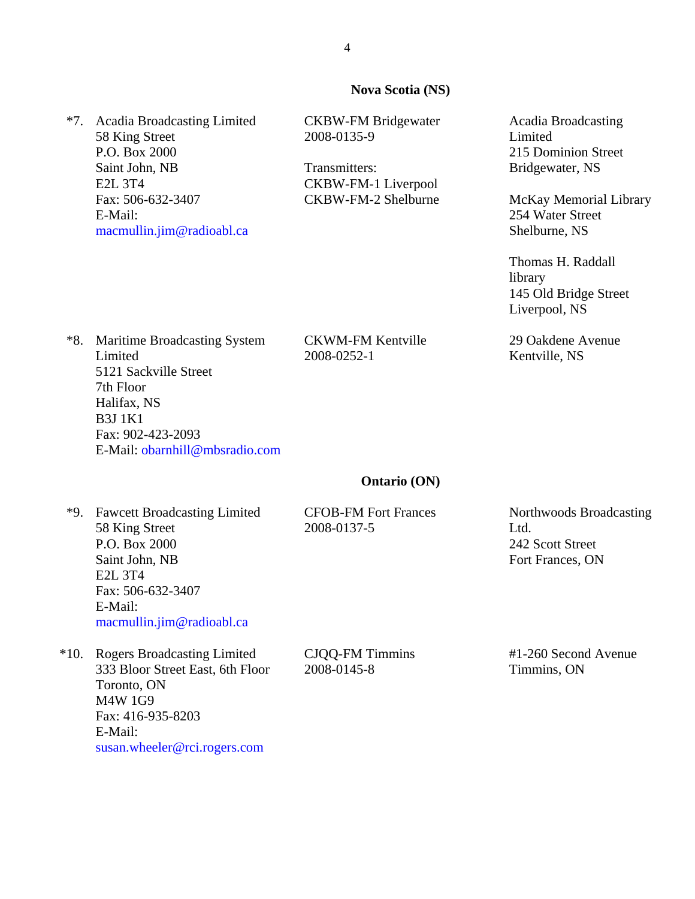## Nova Scotia (NS)

| | Applicant | Station / Application | Examination location |
|---|---|---|---|
| *7. | Acadia Broadcasting Limited<br>58 King Street<br>P.O. Box 2000<br>Saint John, NB<br>E2L 3T4<br>Fax: 506-632-3407<br>E-Mail:<br>macmullin.jim@radioabl.ca | CKBW-FM Bridgewater<br>2008-0135-9<br><br>Transmitters:<br>CKBW-FM-1 Liverpool<br>CKBW-FM-2 Shelburne | Acadia Broadcasting Limited<br>215 Dominion Street<br>Bridgewater, NS<br><br>McKay Memorial Library<br>254 Water Street<br>Shelburne, NS<br><br>Thomas H. Raddall library<br>145 Old Bridge Street<br>Liverpool, NS |
| *8. | Maritime Broadcasting System Limited<br>5121 Sackville Street<br>7th Floor<br>Halifax, NS<br>B3J 1K1<br>Fax: 902-423-2093<br>E-Mail: obarnhill@mbsradio.com | CKWM-FM Kentville<br>2008-0252-1 | 29 Oakdene Avenue<br>Kentville, NS |

## Ontario (ON)

| | Applicant | Station / Application | Examination location |
|---|---|---|---|
| *9. | Fawcett Broadcasting Limited<br>58 King Street<br>P.O. Box 2000<br>Saint John, NB<br>E2L 3T4<br>Fax: 506-632-3407<br>E-Mail:<br>macmullin.jim@radioabl.ca | CFOB-FM Fort Frances<br>2008-0137-5 | Northwoods Broadcasting Ltd.<br>242 Scott Street<br>Fort Frances, ON |
| *10. | Rogers Broadcasting Limited<br>333 Bloor Street East, 6th Floor<br>Toronto, ON<br>M4W 1G9<br>Fax: 416-935-8203<br>E-Mail:<br>susan.wheeler@rci.rogers.com | CJQQ-FM Timmins<br>2008-0145-8 | #1-260 Second Avenue<br>Timmins, ON |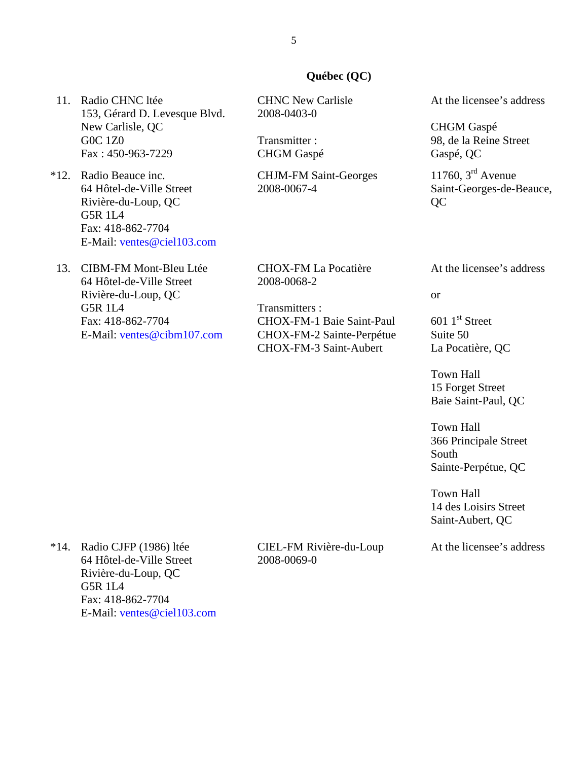## Québec (QC)

| | Licensee | Undertaking | Location |
|---|---|---|---|
| 11. | Radio CHNC ltée<br>153, Gérard D. Levesque Blvd.<br>New Carlisle, QC<br>G0C 1Z0<br>Fax : 450-963-7229 | CHNC New Carlisle<br>2008-0403-0<br><br>Transmitter :<br>CHGM Gaspé | At the licensee's address<br><br>CHGM Gaspé<br>98, de la Reine Street<br>Gaspé, QC |
| *12. | Radio Beauce inc.<br>64 Hôtel-de-Ville Street<br>Rivière-du-Loup, QC<br>G5R 1L4<br>Fax: 418-862-7704<br>E-Mail: ventes@ciel103.com | CHJM-FM Saint-Georges<br>2008-0067-4 | 11760, 3rd Avenue<br>Saint-Georges-de-Beauce, QC |
| 13. | CIBM-FM Mont-Bleu Ltée<br>64 Hôtel-de-Ville Street<br>Rivière-du-Loup, QC<br>G5R 1L4<br>Fax: 418-862-7704<br>E-Mail: ventes@cibm107.com | CHOX-FM La Pocatière<br>2008-0068-2<br><br>Transmitters :<br>CHOX-FM-1 Baie Saint-Paul<br>CHOX-FM-2 Sainte-Perpétue<br>CHOX-FM-3 Saint-Aubert | At the licensee's address<br><br>or<br><br>601 1st Street<br>Suite 50<br>La Pocatière, QC<br><br>Town Hall<br>15 Forget Street<br>Baie Saint-Paul, QC<br><br>Town Hall<br>366 Principale Street South<br>Sainte-Perpétue, QC<br><br>Town Hall<br>14 des Loisirs Street<br>Saint-Aubert, QC |
| *14. | Radio CJFP (1986) ltée<br>64 Hôtel-de-Ville Street<br>Rivière-du-Loup, QC<br>G5R 1L4<br>Fax: 418-862-7704<br>E-Mail: ventes@ciel103.com | CIEL-FM Rivière-du-Loup<br>2008-0069-0 | At the licensee's address |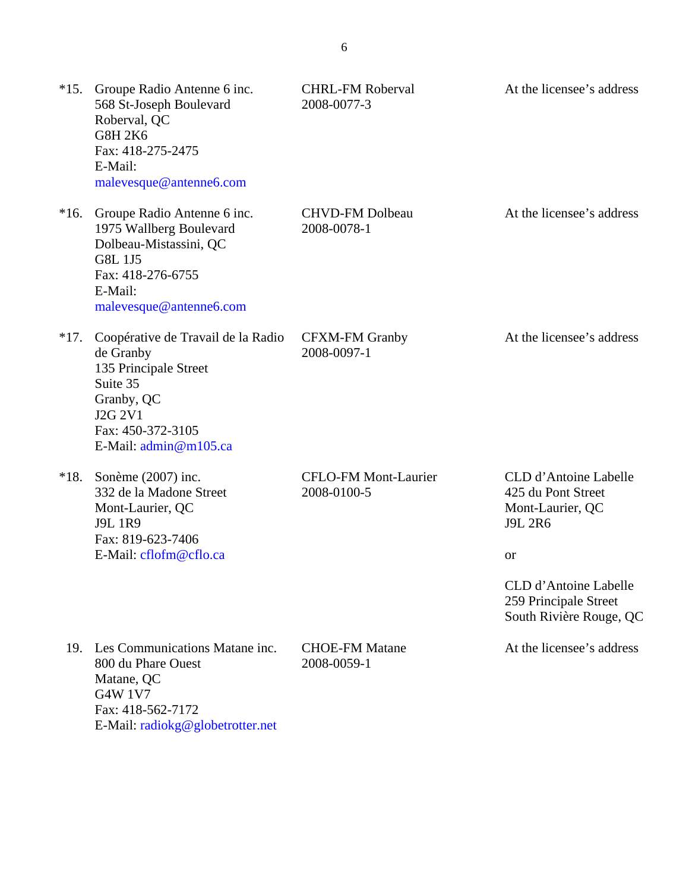| | Licensee | Station / Application | Location for examination |
|---|---|---|---|
| *15. | Groupe Radio Antenne 6 inc.<br>568 St-Joseph Boulevard<br>Roberval, QC<br>G8H 2K6<br>Fax: 418-275-2475<br>E-Mail:<br>malevesque@antenne6.com | CHRL-FM Roberval<br>2008-0077-3 | At the licensee's address |
| *16. | Groupe Radio Antenne 6 inc.<br>1975 Wallberg Boulevard<br>Dolbeau-Mistassini, QC<br>G8L 1J5<br>Fax: 418-276-6755<br>E-Mail:<br>malevesque@antenne6.com | CHVD-FM Dolbeau<br>2008-0078-1 | At the licensee's address |
| *17. | Coopérative de Travail de la Radio de Granby<br>135 Principale Street<br>Suite 35<br>Granby, QC<br>J2G 2V1<br>Fax: 450-372-3105<br>E-Mail: admin@m105.ca | CFXM-FM Granby<br>2008-0097-1 | At the licensee's address |
| *18. | Sonème (2007) inc.<br>332 de la Madone Street<br>Mont-Laurier, QC<br>J9L 1R9<br>Fax: 819-623-7406<br>E-Mail: cflofm@cflo.ca | CFLO-FM Mont-Laurier<br>2008-0100-5 | CLD d'Antoine Labelle<br>425 du Pont Street<br>Mont-Laurier, QC<br>J9L 2R6<br><br>or<br><br>CLD d'Antoine Labelle<br>259 Principale Street<br>South Rivière Rouge, QC |
| 19. | Les Communications Matane inc.<br>800 du Phare Ouest<br>Matane, QC<br>G4W 1V7<br>Fax: 418-562-7172<br>E-Mail: radiokg@globetrotter.net | CHOE-FM Matane<br>2008-0059-1 | At the licensee's address |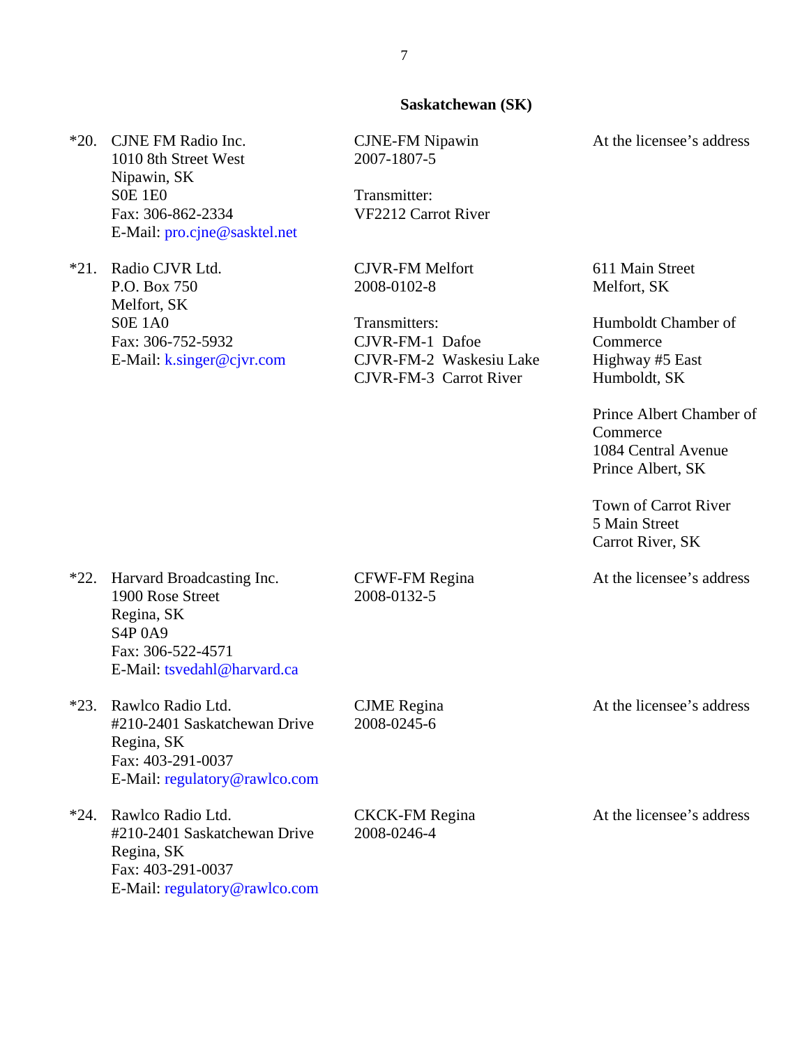## Saskatchewan (SK)

| | Licensee | Station / Application | Address for examination |
|---|---|---|---|
| *20. | CJNE FM Radio Inc.<br>1010 8th Street West<br>Nipawin, SK<br>S0E 1E0<br>Fax: 306-862-2334<br>E-Mail: pro.cjne@sasktel.net | CJNE-FM Nipawin<br>2007-1807-5<br><br>Transmitter:<br>VF2212 Carrot River | At the licensee's address |
| *21. | Radio CJVR Ltd.<br>P.O. Box 750<br>Melfort, SK<br>S0E 1A0<br>Fax: 306-752-5932<br>E-Mail: k.singer@cjvr.com | CJVR-FM Melfort<br>2008-0102-8<br><br>Transmitters:<br>CJVR-FM-1 Dafoe<br>CJVR-FM-2 Waskesiu Lake<br>CJVR-FM-3 Carrot River | 611 Main Street<br>Melfort, SK<br><br>Humboldt Chamber of Commerce<br>Highway #5 East<br>Humboldt, SK<br><br>Prince Albert Chamber of Commerce<br>1084 Central Avenue<br>Prince Albert, SK<br><br>Town of Carrot River<br>5 Main Street<br>Carrot River, SK |
| *22. | Harvard Broadcasting Inc.<br>1900 Rose Street<br>Regina, SK<br>S4P 0A9<br>Fax: 306-522-4571<br>E-Mail: tsvedahl@harvard.ca | CFWF-FM Regina<br>2008-0132-5 | At the licensee's address |
| *23. | Rawlco Radio Ltd.<br>#210-2401 Saskatchewan Drive<br>Regina, SK<br>Fax: 403-291-0037<br>E-Mail: regulatory@rawlco.com | CJME Regina<br>2008-0245-6 | At the licensee's address |
| *24. | Rawlco Radio Ltd.<br>#210-2401 Saskatchewan Drive<br>Regina, SK<br>Fax: 403-291-0037<br>E-Mail: regulatory@rawlco.com | CKCK-FM Regina<br>2008-0246-4 | At the licensee's address |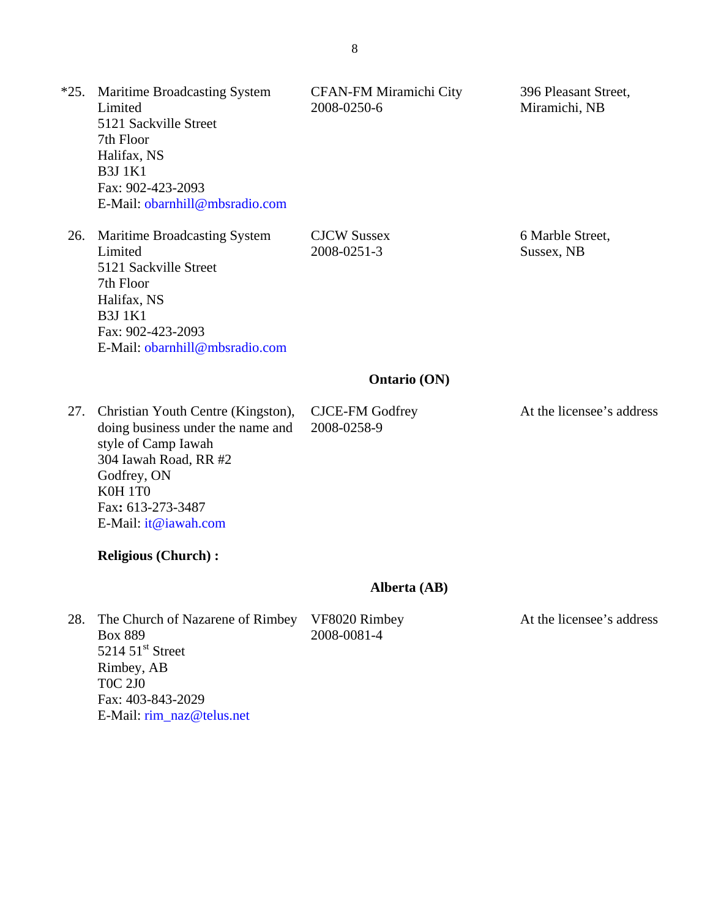| | | | |
|---|---|---|---|
| *25. | Maritime Broadcasting System Limited<br>5121 Sackville Street<br>7th Floor<br>Halifax, NS<br>B3J 1K1<br>Fax: 902-423-2093<br>E-Mail: obarnhill@mbsradio.com | CFAN-FM Miramichi City<br>2008-0250-6 | 396 Pleasant Street,<br>Miramichi, NB |
| 26. | Maritime Broadcasting System Limited<br>5121 Sackville Street<br>7th Floor<br>Halifax, NS<br>B3J 1K1<br>Fax: 902-423-2093<br>E-Mail: obarnhill@mbsradio.com | CJCW Sussex<br>2008-0251-3 | 6 Marble Street,<br>Sussex, NB |

**Ontario (ON)**

| | | | |
|---|---|---|---|
| 27. | Christian Youth Centre (Kingston), doing business under the name and style of Camp Iawah<br>304 Iawah Road, RR #2<br>Godfrey, ON<br>K0H 1T0<br>Fax: 613-273-3487<br>E-Mail: it@iawah.com | CJCE-FM Godfrey<br>2008-0258-9 | At the licensee's address |

**Religious (Church) :**

**Alberta (AB)**

| | | | |
|---|---|---|---|
| 28. | The Church of Nazarene of Rimbey<br>Box 889<br>5214 51st Street<br>Rimbey, AB<br>T0C 2J0<br>Fax: 403-843-2029<br>E-Mail: rim_naz@telus.net | VF8020 Rimbey<br>2008-0081-4 | At the licensee's address |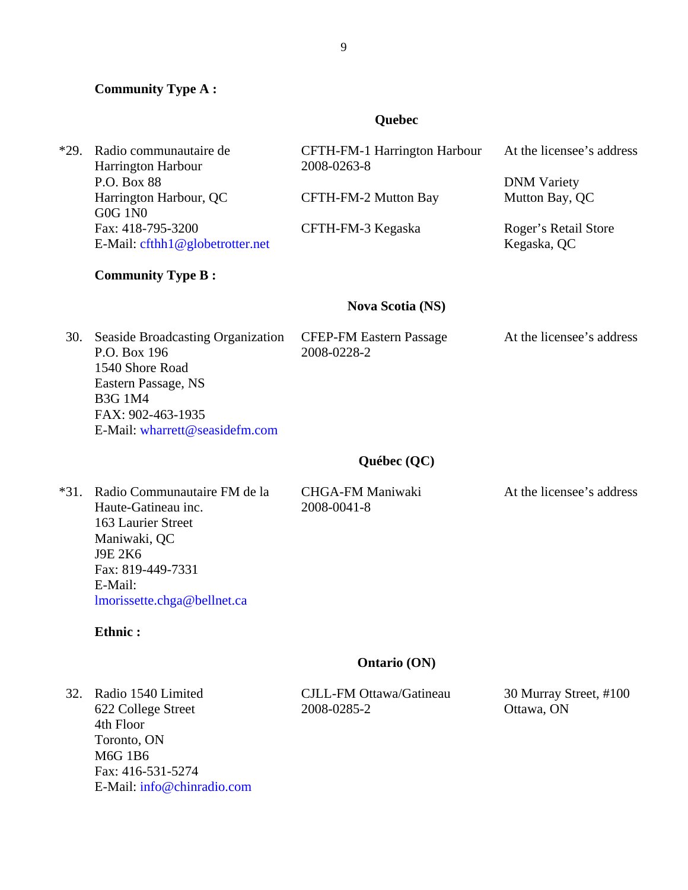**Community Type A :**

**Quebec**

| No. | Licensee | Station / Application | Location |
|---|---|---|---|
| *29. | Radio communautaire de Harrington Harbour<br>P.O. Box 88<br>Harrington Harbour, QC<br>G0G 1N0<br>Fax: 418-795-3200<br>E-Mail: cfthh1@globetrotter.net | CFTH-FM-1 Harrington Harbour<br>2008-0263-8<br><br>CFTH-FM-2 Mutton Bay<br><br>CFTH-FM-3 Kegaska | At the licensee's address<br><br>DNM Variety<br>Mutton Bay, QC<br><br>Roger's Retail Store<br>Kegaska, QC |

**Community Type B :**

**Nova Scotia (NS)**

| No. | Licensee | Station / Application | Location |
|---|---|---|---|
| 30. | Seaside Broadcasting Organization<br>P.O. Box 196<br>1540 Shore Road<br>Eastern Passage, NS<br>B3G 1M4<br>FAX: 902-463-1935<br>E-Mail: wharrett@seasidefm.com | CFEP-FM Eastern Passage<br>2008-0228-2 | At the licensee's address |

**Québec (QC)**

| No. | Licensee | Station / Application | Location |
|---|---|---|---|
| *31. | Radio Communautaire FM de la Haute-Gatineau inc.<br>163 Laurier Street<br>Maniwaki, QC<br>J9E 2K6<br>Fax: 819-449-7331<br>E-Mail: lmorissette.chga@bellnet.ca | CHGA-FM Maniwaki<br>2008-0041-8 | At the licensee's address |

**Ethnic :**

**Ontario (ON)**

| No. | Licensee | Station / Application | Location |
|---|---|---|---|
| 32. | Radio 1540 Limited<br>622 College Street<br>4th Floor<br>Toronto, ON<br>M6G 1B6<br>Fax: 416-531-5274<br>E-Mail: info@chinradio.com | CJLL-FM Ottawa/Gatineau<br>2008-0285-2 | 30 Murray Street, #100<br>Ottawa, ON |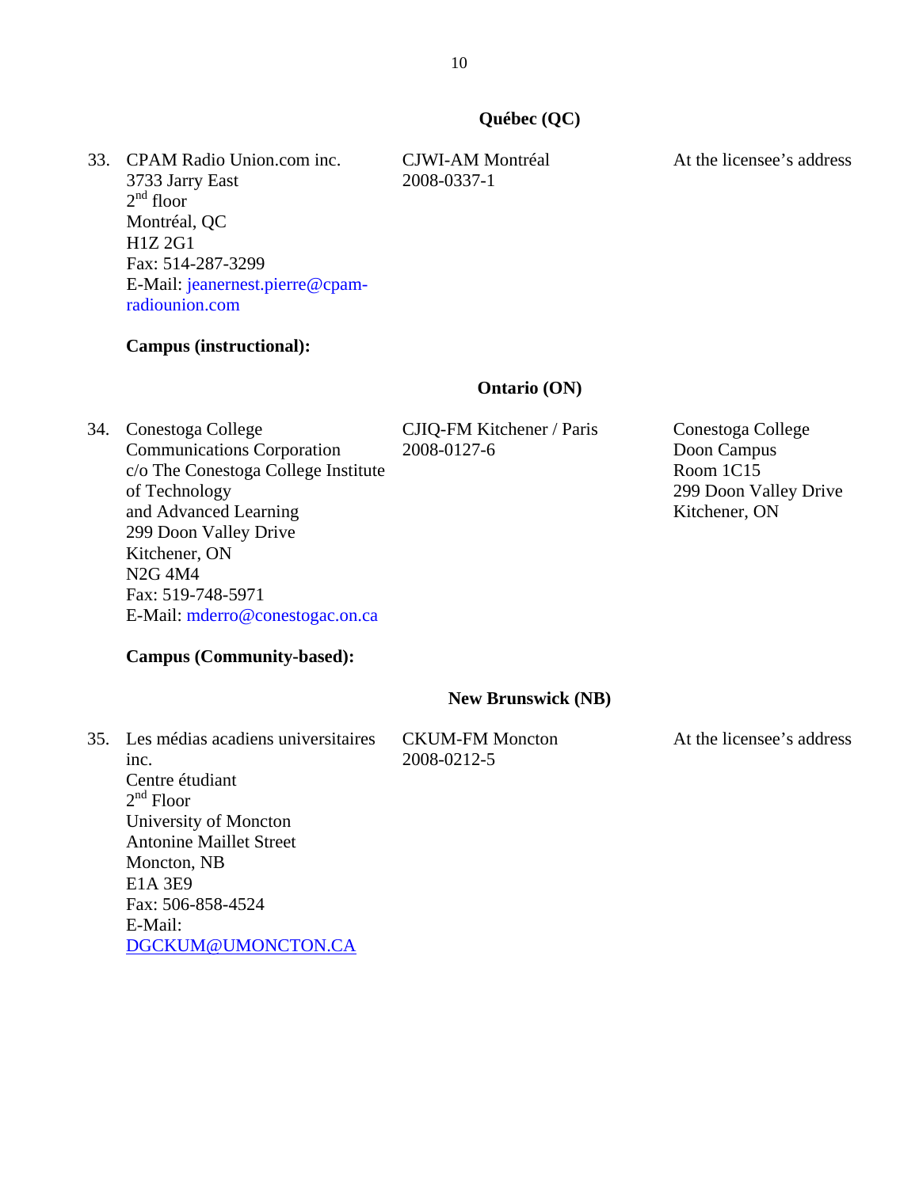**Québec (QC)**

| | | | |
|---|---|---|---|
| 33. | CPAM Radio Union.com inc.<br>3733 Jarry East<br>2nd floor<br>Montréal, QC<br>H1Z 2G1<br>Fax: 514-287-3299<br>E-Mail: jeanernest.pierre@cpam-radiounion.com | CJWI-AM Montréal<br>2008-0337-1 | At the licensee's address |

**Campus (instructional):**

**Ontario (ON)**

| | | | |
|---|---|---|---|
| 34. | Conestoga College Communications Corporation<br>c/o The Conestoga College Institute of Technology and Advanced Learning<br>299 Doon Valley Drive<br>Kitchener, ON<br>N2G 4M4<br>Fax: 519-748-5971<br>E-Mail: mderro@conestogac.on.ca | CJIQ-FM Kitchener / Paris<br>2008-0127-6 | Conestoga College<br>Doon Campus<br>Room 1C15<br>299 Doon Valley Drive<br>Kitchener, ON |

**Campus (Community-based):**

**New Brunswick (NB)**

| | | | |
|---|---|---|---|
| 35. | Les médias acadiens universitaires inc.<br>Centre étudiant<br>2nd Floor<br>University of Moncton<br>Antonine Maillet Street<br>Moncton, NB<br>E1A 3E9<br>Fax: 506-858-4524<br>E-Mail: DGCKUM@UMONCTON.CA | CKUM-FM Moncton<br>2008-0212-5 | At the licensee's address |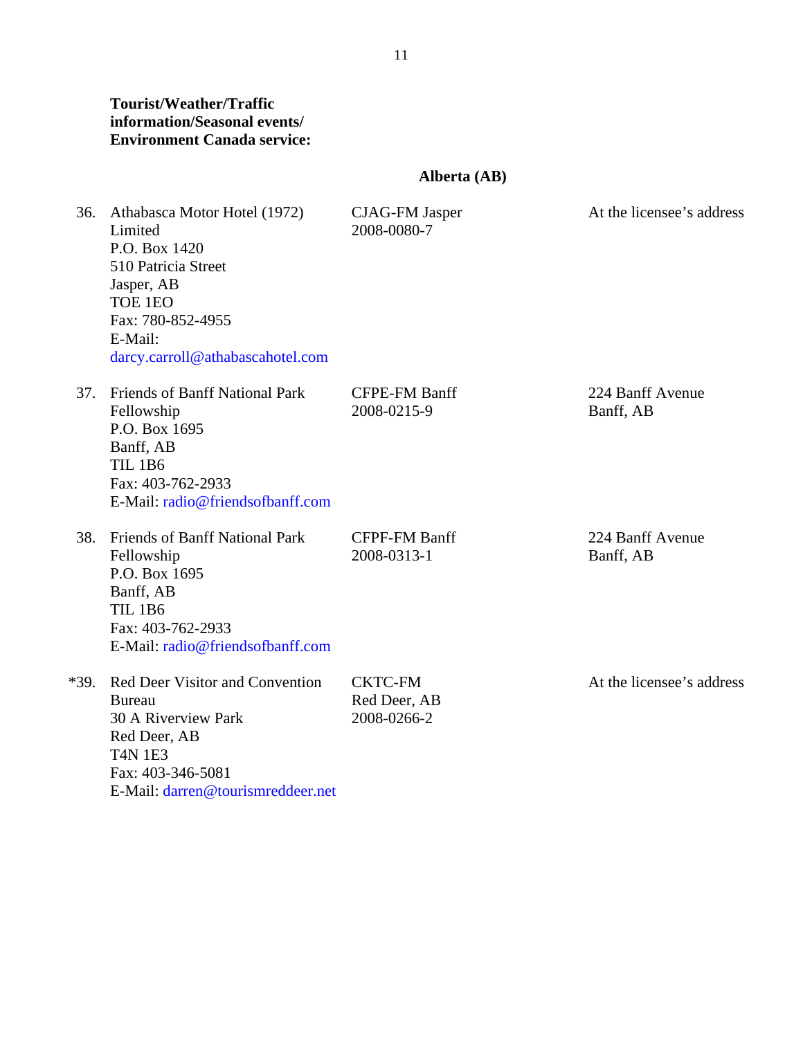**Tourist/Weather/Traffic information/Seasonal events/ Environment Canada service:**

**Alberta (AB)**

| | | | |
|---|---|---|---|
| 36. | Athabasca Motor Hotel (1972) Limited<br>P.O. Box 1420<br>510 Patricia Street<br>Jasper, AB<br>TOE 1EO<br>Fax: 780-852-4955<br>E-Mail: darcy.carroll@athabascahotel.com | CJAG-FM Jasper<br>2008-0080-7 | At the licensee's address |
| 37. | Friends of Banff National Park Fellowship<br>P.O. Box 1695<br>Banff, AB<br>TIL 1B6<br>Fax: 403-762-2933<br>E-Mail: radio@friendsofbanff.com | CFPE-FM Banff<br>2008-0215-9 | 224 Banff Avenue<br>Banff, AB |
| 38. | Friends of Banff National Park Fellowship<br>P.O. Box 1695<br>Banff, AB<br>TIL 1B6<br>Fax: 403-762-2933<br>E-Mail: radio@friendsofbanff.com | CFPF-FM Banff<br>2008-0313-1 | 224 Banff Avenue<br>Banff, AB |
| *39. | Red Deer Visitor and Convention Bureau<br>30 A Riverview Park<br>Red Deer, AB<br>T4N 1E3<br>Fax: 403-346-5081<br>E-Mail: darren@tourismreddeer.net | CKTC-FM<br>Red Deer, AB<br>2008-0266-2 | At the licensee's address |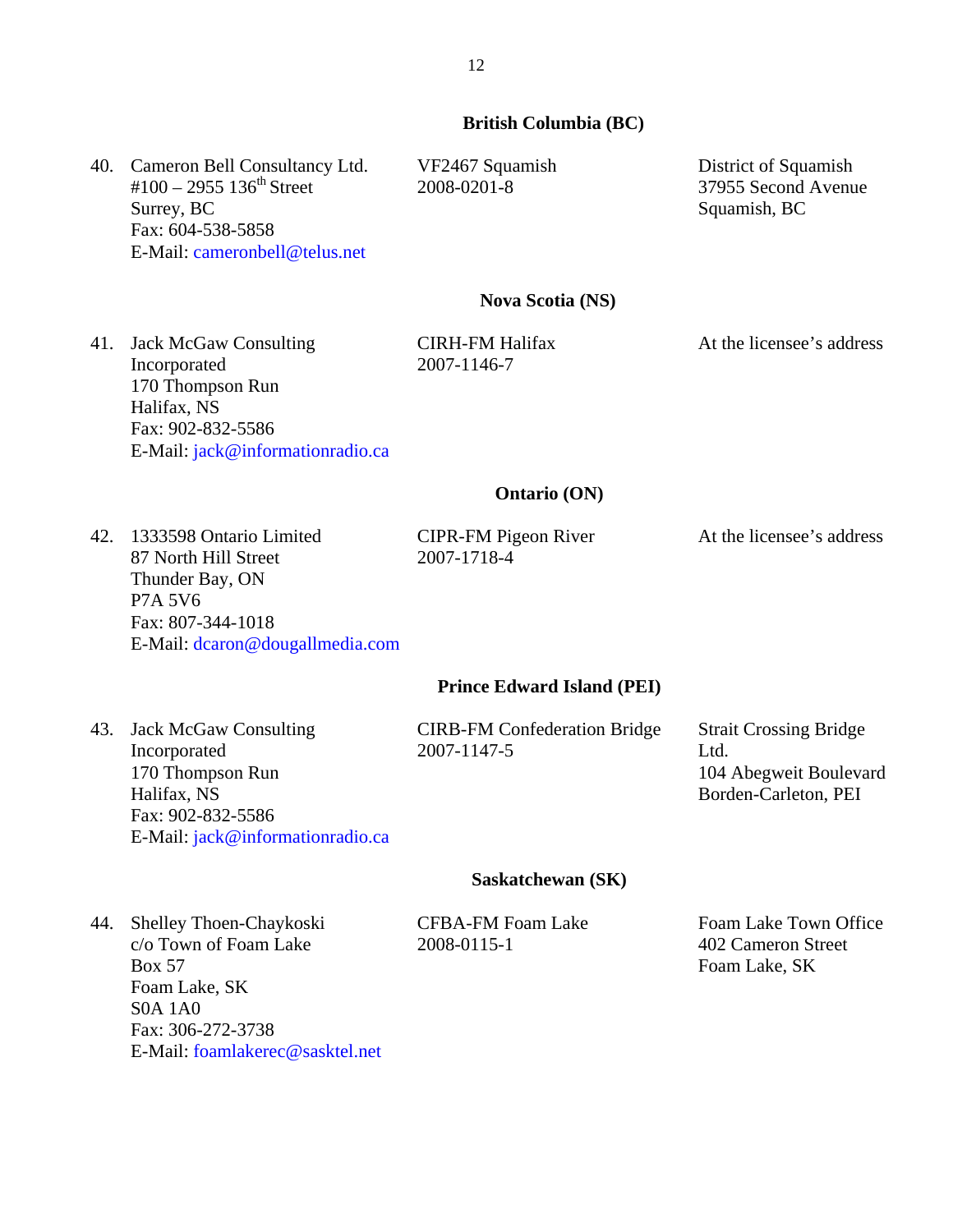## British Columbia (BC)

| | | |
|---|---|---|
| 40. Cameron Bell Consultancy Ltd.<br>#100 – 2955 136th Street<br>Surrey, BC<br>Fax: 604-538-5858<br>E-Mail: cameronbell@telus.net | VF2467 Squamish<br>2008-0201-8 | District of Squamish<br>37955 Second Avenue<br>Squamish, BC |

## Nova Scotia (NS)

| | | |
|---|---|---|
| 41. Jack McGaw Consulting Incorporated<br>170 Thompson Run<br>Halifax, NS<br>Fax: 902-832-5586<br>E-Mail: jack@informationradio.ca | CIRH-FM Halifax<br>2007-1146-7 | At the licensee's address |

## Ontario (ON)

| | | |
|---|---|---|
| 42. 1333598 Ontario Limited<br>87 North Hill Street<br>Thunder Bay, ON<br>P7A 5V6<br>Fax: 807-344-1018<br>E-Mail: dcaron@dougallmedia.com | CIPR-FM Pigeon River<br>2007-1718-4 | At the licensee's address |

## Prince Edward Island (PEI)

| | | |
|---|---|---|
| 43. Jack McGaw Consulting Incorporated<br>170 Thompson Run<br>Halifax, NS<br>Fax: 902-832-5586<br>E-Mail: jack@informationradio.ca | CIRB-FM Confederation Bridge<br>2007-1147-5 | Strait Crossing Bridge Ltd.<br>104 Abegweit Boulevard<br>Borden-Carleton, PEI |

## Saskatchewan (SK)

| | | |
|---|---|---|
| 44. Shelley Thoen-Chaykoski<br>c/o Town of Foam Lake<br>Box 57<br>Foam Lake, SK<br>S0A 1A0<br>Fax: 306-272-3738<br>E-Mail: foamlakerec@sasktel.net | CFBA-FM Foam Lake<br>2008-0115-1 | Foam Lake Town Office<br>402 Cameron Street<br>Foam Lake, SK |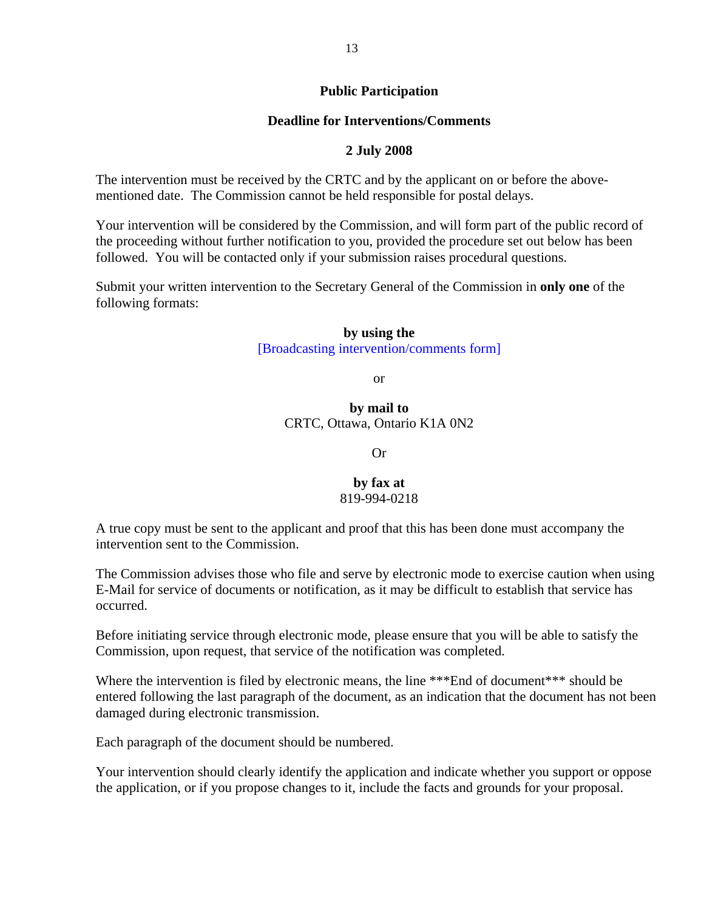**Public Participation**

**Deadline for Interventions/Comments**

**2 July 2008**

The intervention must be received by the CRTC and by the applicant on or before the above-mentioned date. The Commission cannot be held responsible for postal delays.

Your intervention will be considered by the Commission, and will form part of the public record of the proceeding without further notification to you, provided the procedure set out below has been followed. You will be contacted only if your submission raises procedural questions.

Submit your written intervention to the Secretary General of the Commission in **only one** of the following formats:

**by using the**
[Broadcasting intervention/comments form]

or

**by mail to**
CRTC, Ottawa, Ontario K1A 0N2

Or

**by fax at**
819-994-0218

A true copy must be sent to the applicant and proof that this has been done must accompany the intervention sent to the Commission.

The Commission advises those who file and serve by electronic mode to exercise caution when using E-Mail for service of documents or notification, as it may be difficult to establish that service has occurred.

Before initiating service through electronic mode, please ensure that you will be able to satisfy the Commission, upon request, that service of the notification was completed.

Where the intervention is filed by electronic means, the line ***End of document*** should be entered following the last paragraph of the document, as an indication that the document has not been damaged during electronic transmission.

Each paragraph of the document should be numbered.

Your intervention should clearly identify the application and indicate whether you support or oppose the application, or if you propose changes to it, include the facts and grounds for your proposal.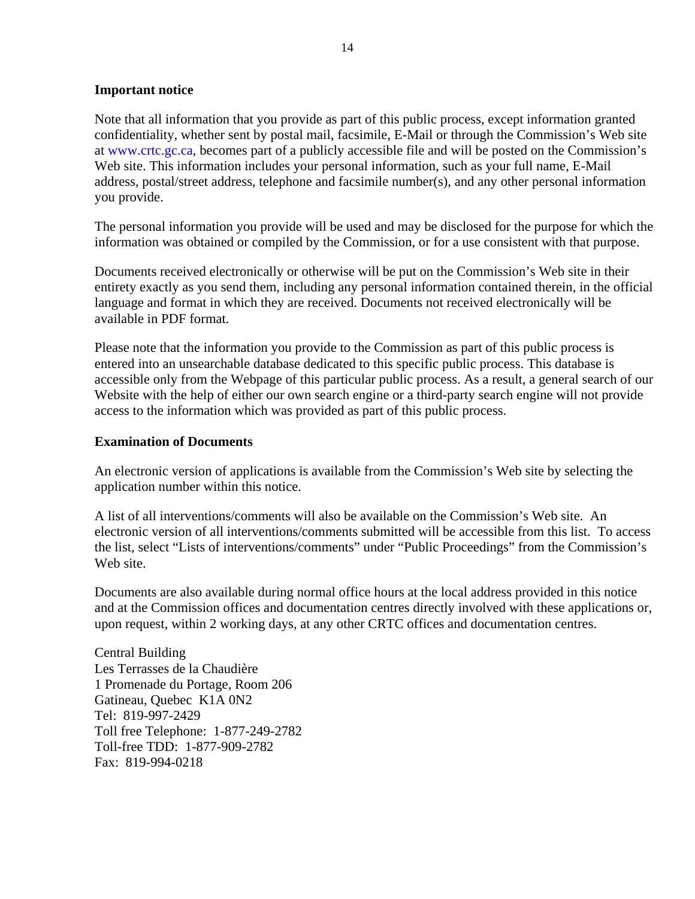**Important notice**

Note that all information that you provide as part of this public process, except information granted confidentiality, whether sent by postal mail, facsimile, E-Mail or through the Commission's Web site at www.crtc.gc.ca, becomes part of a publicly accessible file and will be posted on the Commission's Web site. This information includes your personal information, such as your full name, E-Mail address, postal/street address, telephone and facsimile number(s), and any other personal information you provide.

The personal information you provide will be used and may be disclosed for the purpose for which the information was obtained or compiled by the Commission, or for a use consistent with that purpose.

Documents received electronically or otherwise will be put on the Commission's Web site in their entirety exactly as you send them, including any personal information contained therein, in the official language and format in which they are received. Documents not received electronically will be available in PDF format.

Please note that the information you provide to the Commission as part of this public process is entered into an unsearchable database dedicated to this specific public process. This database is accessible only from the Webpage of this particular public process. As a result, a general search of our Website with the help of either our own search engine or a third-party search engine will not provide access to the information which was provided as part of this public process.

**Examination of Documents**

An electronic version of applications is available from the Commission's Web site by selecting the application number within this notice.

A list of all interventions/comments will also be available on the Commission's Web site. An electronic version of all interventions/comments submitted will be accessible from this list. To access the list, select "Lists of interventions/comments" under "Public Proceedings" from the Commission's Web site.

Documents are also available during normal office hours at the local address provided in this notice and at the Commission offices and documentation centres directly involved with these applications or, upon request, within 2 working days, at any other CRTC offices and documentation centres.

Central Building
Les Terrasses de la Chaudière
1 Promenade du Portage, Room 206
Gatineau, Quebec K1A 0N2
Tel: 819-997-2429
Toll free Telephone: 1-877-249-2782
Toll-free TDD: 1-877-909-2782
Fax: 819-994-0218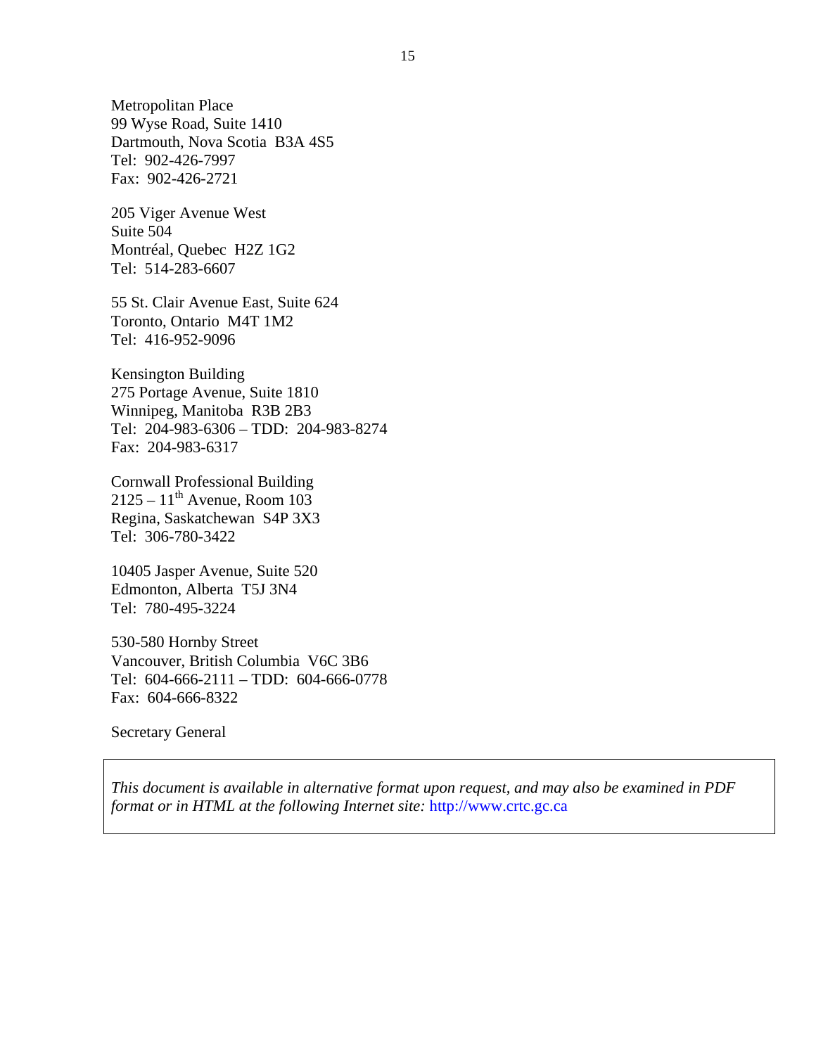Metropolitan Place
99 Wyse Road, Suite 1410
Dartmouth, Nova Scotia  B3A 4S5
Tel:  902-426-7997
Fax:  902-426-2721

205 Viger Avenue West
Suite 504
Montréal, Quebec  H2Z 1G2
Tel:  514-283-6607

55 St. Clair Avenue East, Suite 624
Toronto, Ontario  M4T 1M2
Tel:  416-952-9096

Kensington Building
275 Portage Avenue, Suite 1810
Winnipeg, Manitoba  R3B 2B3
Tel:  204-983-6306 – TDD:  204-983-8274
Fax:  204-983-6317

Cornwall Professional Building
2125 – 11th Avenue, Room 103
Regina, Saskatchewan  S4P 3X3
Tel:  306-780-3422

10405 Jasper Avenue, Suite 520
Edmonton, Alberta  T5J 3N4
Tel:  780-495-3224

530-580 Hornby Street
Vancouver, British Columbia  V6C 3B6
Tel:  604-666-2111 – TDD:  604-666-0778
Fax:  604-666-8322

Secretary General

*This document is available in alternative format upon request, and may also be examined in PDF format or in HTML at the following Internet site:* http://www.crtc.gc.ca